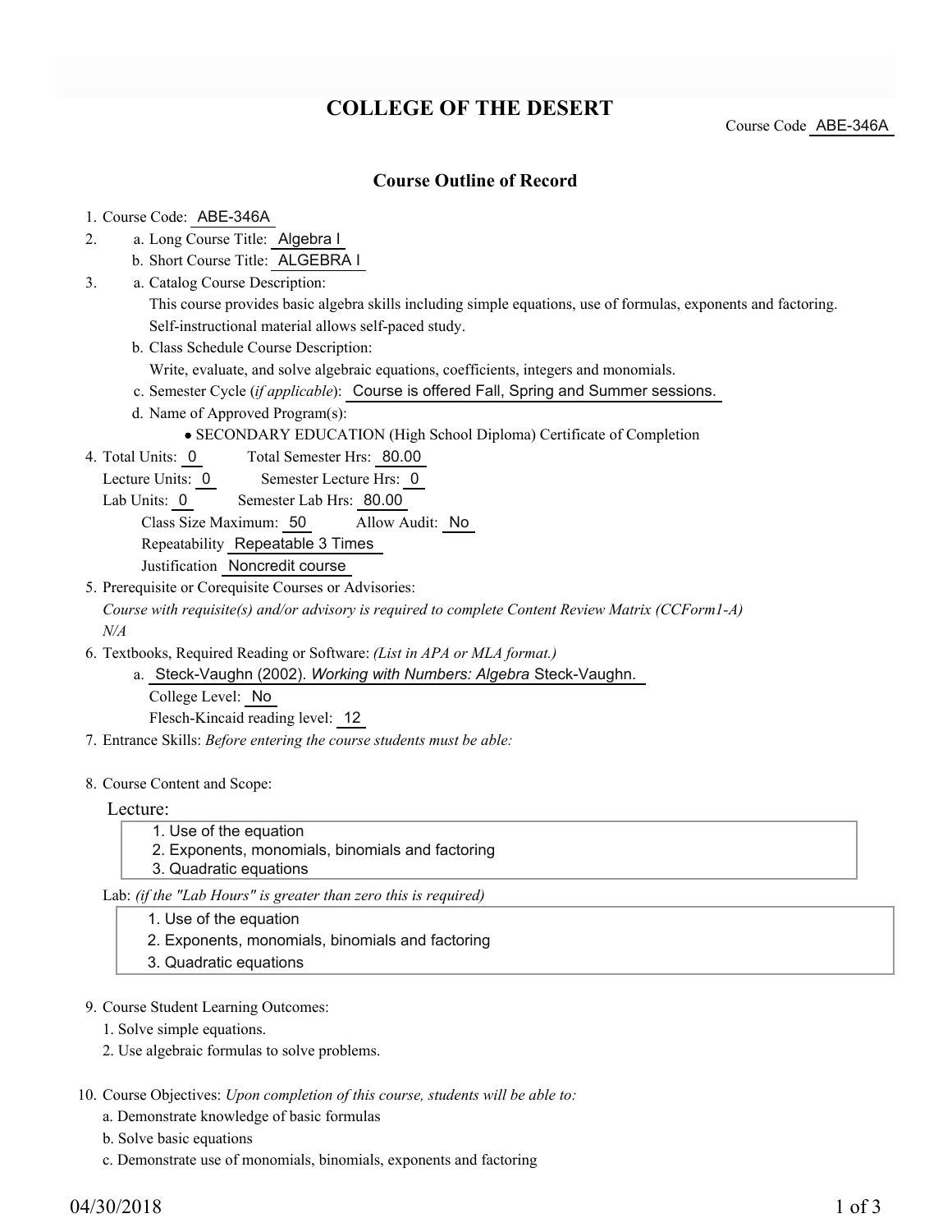# COLLEGE OF THE DESERT

Course Code ABE-346A

## Course Outline of Record

1. Course Code: ABE-346A
2. a. Long Course Title: Algebra I
   b. Short Course Title: ALGEBRA I
3. a. Catalog Course Description:
   This course provides basic algebra skills including simple equations, use of formulas, exponents and factoring. Self-instructional material allows self-paced study.
   b. Class Schedule Course Description:
   Write, evaluate, and solve algebraic equations, coefficients, integers and monomials.
   c. Semester Cycle (*if applicable*): Course is offered Fall, Spring and Summer sessions.
   d. Name of Approved Program(s):
   - SECONDARY EDUCATION (High School Diploma) Certificate of Completion
4. Total Units: 0  Total Semester Hrs: 80.00
   Lecture Units: 0  Semester Lecture Hrs: 0
   Lab Units: 0  Semester Lab Hrs: 80.00
   Class Size Maximum: 50  Allow Audit: No
   Repeatability Repeatable 3 Times
   Justification Noncredit course
5. Prerequisite or Corequisite Courses or Advisories:
   *Course with requisite(s) and/or advisory is required to complete Content Review Matrix (CCForm1-A)*
   *N/A*
6. Textbooks, Required Reading or Software: *(List in APA or MLA format.)*
   a. Steck-Vaughn (2002). *Working with Numbers: Algebra* Steck-Vaughn.
   College Level: No
   Flesch-Kincaid reading level: 12
7. Entrance Skills: *Before entering the course students must be able:*

8. Course Content and Scope:

   Lecture:
   1. Use of the equation
   2. Exponents, monomials, binomials and factoring
   3. Quadratic equations

   Lab: *(if the "Lab Hours" is greater than zero this is required)*
   1. Use of the equation
   2. Exponents, monomials, binomials and factoring
   3. Quadratic equations

9. Course Student Learning Outcomes:
   1. Solve simple equations.
   2. Use algebraic formulas to solve problems.

10. Course Objectives: *Upon completion of this course, students will be able to:*
    a. Demonstrate knowledge of basic formulas
    b. Solve basic equations
    c. Demonstrate use of monomials, binomials, exponents and factoring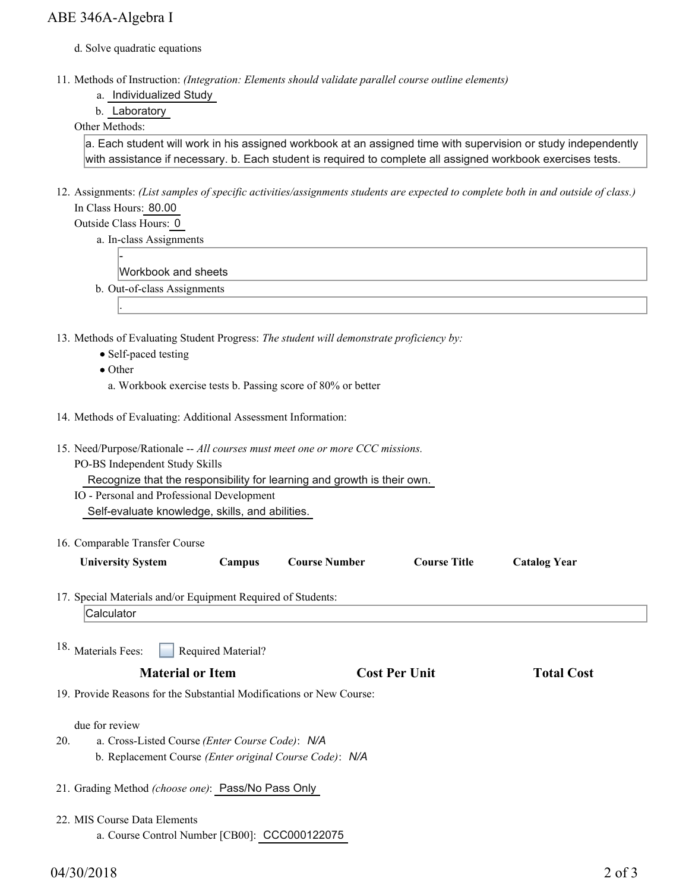d. Solve quadratic equations

11. Methods of Instruction: *(Integration: Elements should validate parallel course outline elements)*
    a. Individualized Study
    b. Laboratory

    Other Methods:

    a. Each student will work in his assigned workbook at an assigned time with supervision or study independently with assistance if necessary. b. Each student is required to complete all assigned workbook exercises tests.

12. Assignments: *(List samples of specific activities/assignments students are expected to complete both in and outside of class.)*

    In Class Hours: 80.00

    Outside Class Hours: 0

    a. In-class Assignments

    -
    Workbook and sheets

    b. Out-of-class Assignments

    .

13. Methods of Evaluating Student Progress: *The student will demonstrate proficiency by:*
    - Self-paced testing
    - Other

      a. Workbook exercise tests b. Passing score of 80% or better

14. Methods of Evaluating: Additional Assessment Information:

15. Need/Purpose/Rationale -- *All courses must meet one or more CCC missions.*

    PO-BS Independent Study Skills

    Recognize that the responsibility for learning and growth is their own.

    IO - Personal and Professional Development

    Self-evaluate knowledge, skills, and abilities.

16. Comparable Transfer Course

| University System | Campus | Course Number | Course Title | Catalog Year |
| --- | --- | --- | --- | --- |

17. Special Materials and/or Equipment Required of Students:

    Calculator

18. Materials Fees: ☐ Required Material?

| Material or Item | Cost Per Unit | Total Cost |
| --- | --- | --- |

19. Provide Reasons for the Substantial Modifications or New Course:

    due for review

20. a. Cross-Listed Course *(Enter Course Code)*: *N/A*
    b. Replacement Course *(Enter original Course Code)*: *N/A*

21. Grading Method *(choose one)*: Pass/No Pass Only

22. MIS Course Data Elements
    a. Course Control Number [CB00]: CCC000122075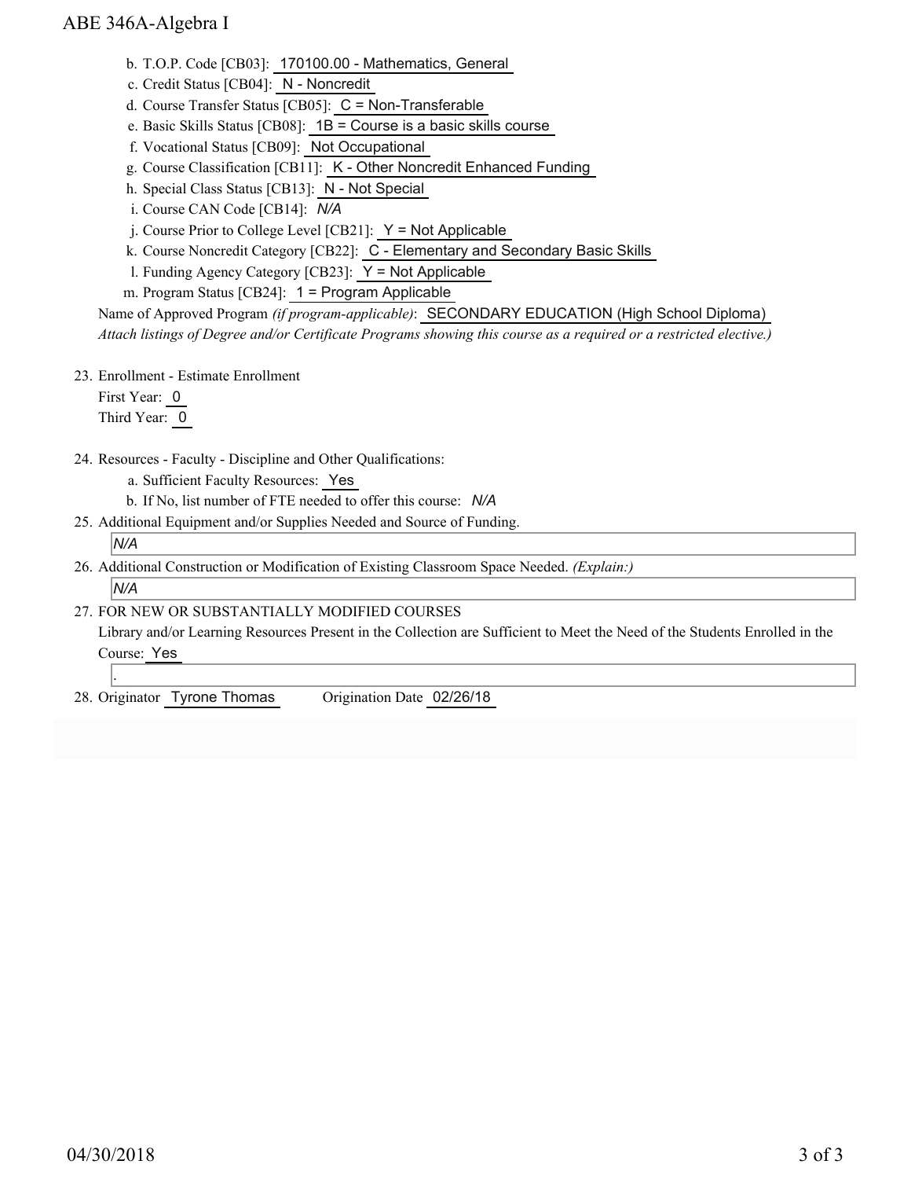b. T.O.P. Code [CB03]: 170100.00 - Mathematics, General
c. Credit Status [CB04]: N - Noncredit
d. Course Transfer Status [CB05]: C = Non-Transferable
e. Basic Skills Status [CB08]: 1B = Course is a basic skills course
f. Vocational Status [CB09]: Not Occupational
g. Course Classification [CB11]: K - Other Noncredit Enhanced Funding
h. Special Class Status [CB13]: N - Not Special
i. Course CAN Code [CB14]: *N/A*
j. Course Prior to College Level [CB21]: Y = Not Applicable
k. Course Noncredit Category [CB22]: C - Elementary and Secondary Basic Skills
l. Funding Agency Category [CB23]: Y = Not Applicable
m. Program Status [CB24]: 1 = Program Applicable

Name of Approved Program *(if program-applicable)*: SECONDARY EDUCATION (High School Diploma)

*Attach listings of Degree and/or Certificate Programs showing this course as a required or a restricted elective.)*

23. Enrollment - Estimate Enrollment
    First Year: 0
    Third Year: 0

24. Resources - Faculty - Discipline and Other Qualifications:
    a. Sufficient Faculty Resources: Yes
    b. If No, list number of FTE needed to offer this course: *N/A*

25. Additional Equipment and/or Supplies Needed and Source of Funding.
    *N/A*

26. Additional Construction or Modification of Existing Classroom Space Needed. *(Explain:)*
    *N/A*

27. FOR NEW OR SUBSTANTIALLY MODIFIED COURSES
    Library and/or Learning Resources Present in the Collection are Sufficient to Meet the Need of the Students Enrolled in the Course: Yes
    .

28. Originator Tyrone Thomas Origination Date 02/26/18